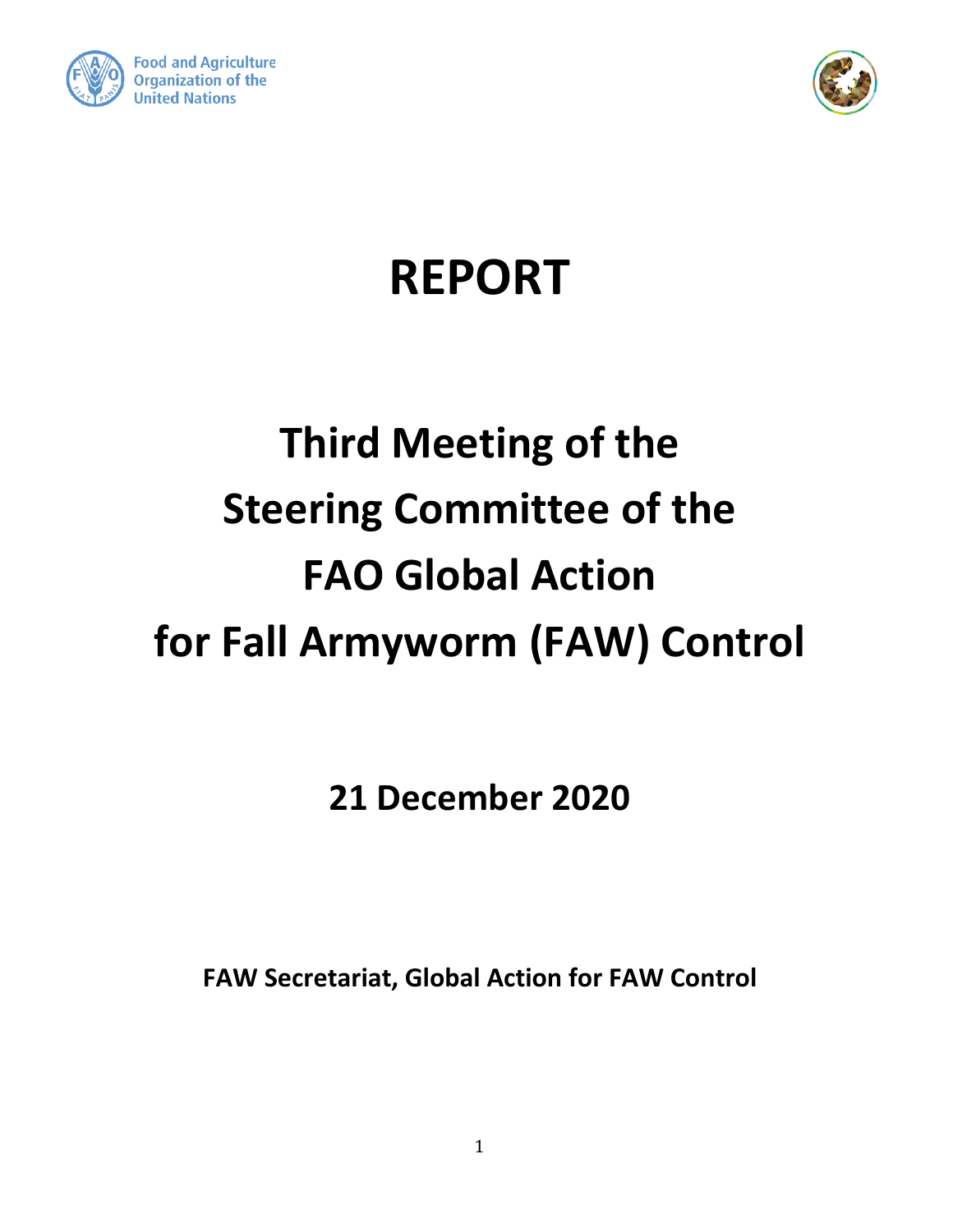Food and Agriculture Organization of the United Nations

# REPORT

# Third Meeting of the Steering Committee of the FAO Global Action for Fall Armyworm (FAW) Control

## 21 December 2020

**FAW Secretariat, Global Action for FAW Control**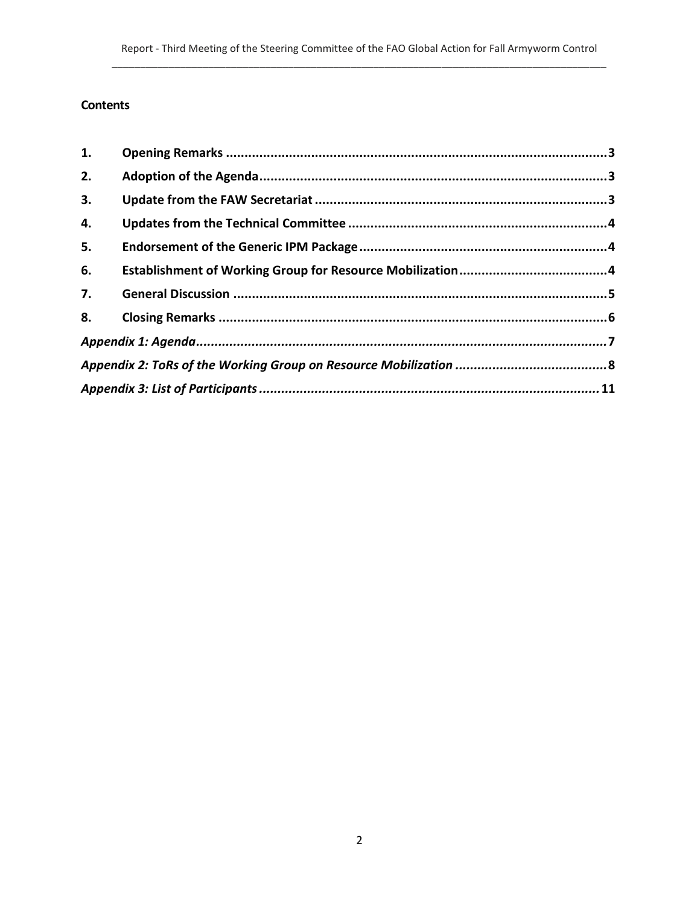## Contents

| | | |
|---|---|---|
| **1.** | **Opening Remarks** | **3** |
| **2.** | **Adoption of the Agenda** | **3** |
| **3.** | **Update from the FAW Secretariat** | **3** |
| **4.** | **Updates from the Technical Committee** | **4** |
| **5.** | **Endorsement of the Generic IPM Package** | **4** |
| **6.** | **Establishment of Working Group for Resource Mobilization** | **4** |
| **7.** | **General Discussion** | **5** |
| **8.** | **Closing Remarks** | **6** |
| ***Appendix 1: Agenda*** | | **7** |
| ***Appendix 2: ToRs of the Working Group on Resource Mobilization*** | | **8** |
| ***Appendix 3: List of Participants*** | | **11** |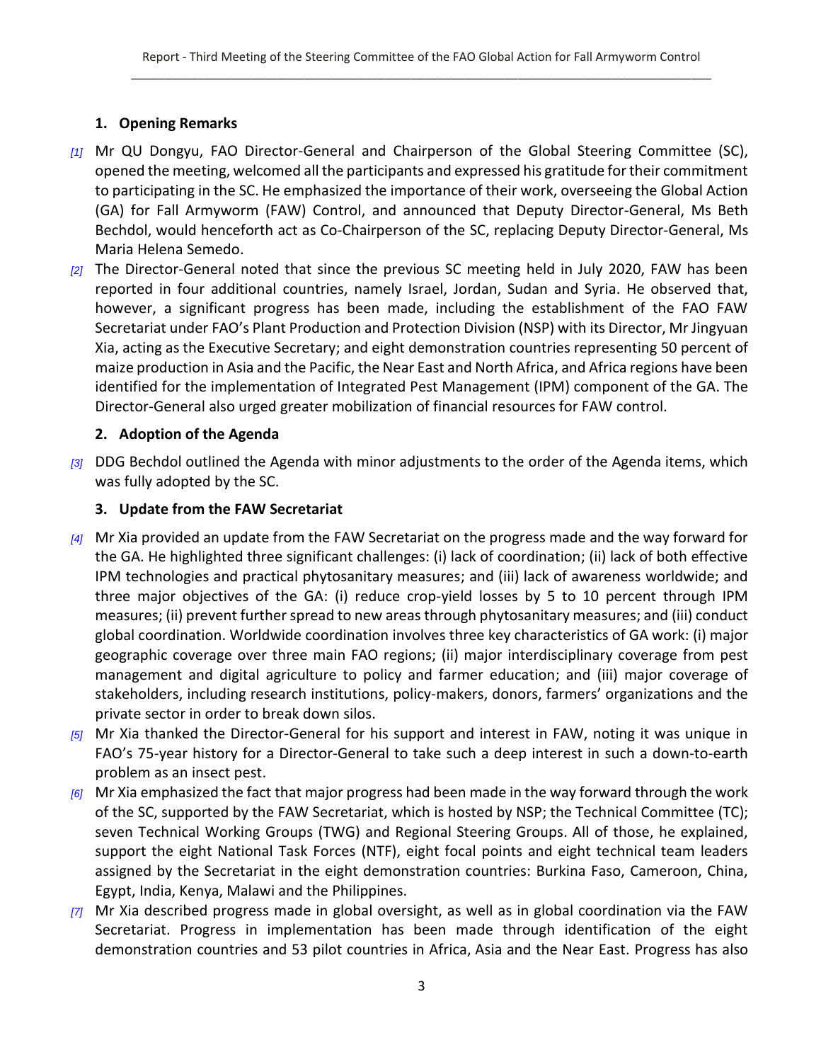## 1. Opening Remarks

[1] Mr QU Dongyu, FAO Director-General and Chairperson of the Global Steering Committee (SC), opened the meeting, welcomed all the participants and expressed his gratitude for their commitment to participating in the SC. He emphasized the importance of their work, overseeing the Global Action (GA) for Fall Armyworm (FAW) Control, and announced that Deputy Director-General, Ms Beth Bechdol, would henceforth act as Co-Chairperson of the SC, replacing Deputy Director-General, Ms Maria Helena Semedo.

[2] The Director-General noted that since the previous SC meeting held in July 2020, FAW has been reported in four additional countries, namely Israel, Jordan, Sudan and Syria. He observed that, however, a significant progress has been made, including the establishment of the FAO FAW Secretariat under FAO's Plant Production and Protection Division (NSP) with its Director, Mr Jingyuan Xia, acting as the Executive Secretary; and eight demonstration countries representing 50 percent of maize production in Asia and the Pacific, the Near East and North Africa, and Africa regions have been identified for the implementation of Integrated Pest Management (IPM) component of the GA. The Director-General also urged greater mobilization of financial resources for FAW control.

## 2. Adoption of the Agenda

[3] DDG Bechdol outlined the Agenda with minor adjustments to the order of the Agenda items, which was fully adopted by the SC.

## 3. Update from the FAW Secretariat

[4] Mr Xia provided an update from the FAW Secretariat on the progress made and the way forward for the GA. He highlighted three significant challenges: (i) lack of coordination; (ii) lack of both effective IPM technologies and practical phytosanitary measures; and (iii) lack of awareness worldwide; and three major objectives of the GA: (i) reduce crop-yield losses by 5 to 10 percent through IPM measures; (ii) prevent further spread to new areas through phytosanitary measures; and (iii) conduct global coordination. Worldwide coordination involves three key characteristics of GA work: (i) major geographic coverage over three main FAO regions; (ii) major interdisciplinary coverage from pest management and digital agriculture to policy and farmer education; and (iii) major coverage of stakeholders, including research institutions, policy-makers, donors, farmers' organizations and the private sector in order to break down silos.

[5] Mr Xia thanked the Director-General for his support and interest in FAW, noting it was unique in FAO's 75-year history for a Director-General to take such a deep interest in such a down-to-earth problem as an insect pest.

[6] Mr Xia emphasized the fact that major progress had been made in the way forward through the work of the SC, supported by the FAW Secretariat, which is hosted by NSP; the Technical Committee (TC); seven Technical Working Groups (TWG) and Regional Steering Groups. All of those, he explained, support the eight National Task Forces (NTF), eight focal points and eight technical team leaders assigned by the Secretariat in the eight demonstration countries: Burkina Faso, Cameroon, China, Egypt, India, Kenya, Malawi and the Philippines.

[7] Mr Xia described progress made in global oversight, as well as in global coordination via the FAW Secretariat. Progress in implementation has been made through identification of the eight demonstration countries and 53 pilot countries in Africa, Asia and the Near East. Progress has also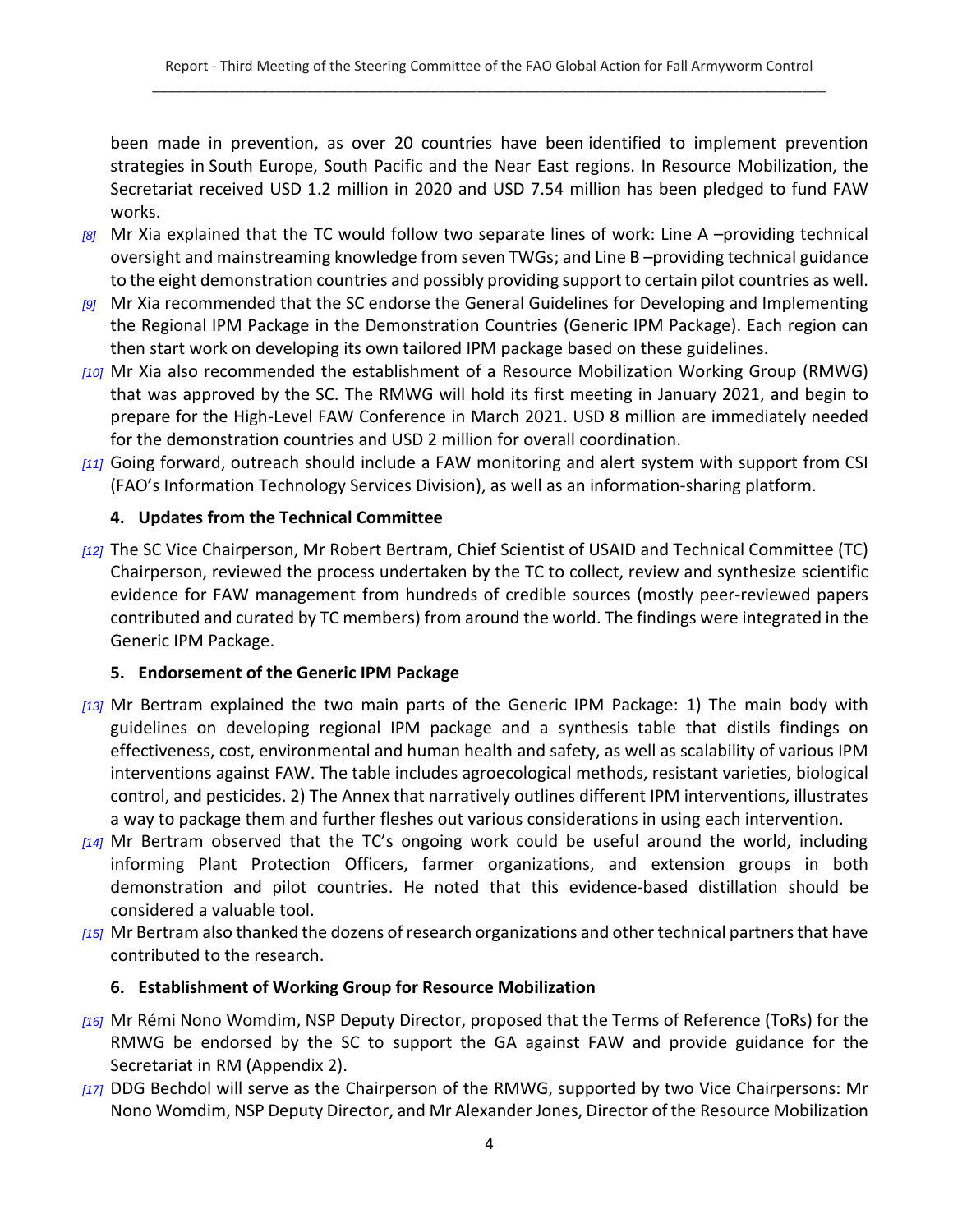been made in prevention, as over 20 countries have been identified to implement prevention strategies in South Europe, South Pacific and the Near East regions. In Resource Mobilization, the Secretariat received USD 1.2 million in 2020 and USD 7.54 million has been pledged to fund FAW works.

*[8]* Mr Xia explained that the TC would follow two separate lines of work: Line A –providing technical oversight and mainstreaming knowledge from seven TWGs; and Line B –providing technical guidance to the eight demonstration countries and possibly providing support to certain pilot countries as well.

*[9]* Mr Xia recommended that the SC endorse the General Guidelines for Developing and Implementing the Regional IPM Package in the Demonstration Countries (Generic IPM Package). Each region can then start work on developing its own tailored IPM package based on these guidelines.

*[10]* Mr Xia also recommended the establishment of a Resource Mobilization Working Group (RMWG) that was approved by the SC. The RMWG will hold its first meeting in January 2021, and begin to prepare for the High-Level FAW Conference in March 2021. USD 8 million are immediately needed for the demonstration countries and USD 2 million for overall coordination.

*[11]* Going forward, outreach should include a FAW monitoring and alert system with support from CSI (FAO's Information Technology Services Division), as well as an information-sharing platform.

## 4. Updates from the Technical Committee

*[12]* The SC Vice Chairperson, Mr Robert Bertram, Chief Scientist of USAID and Technical Committee (TC) Chairperson, reviewed the process undertaken by the TC to collect, review and synthesize scientific evidence for FAW management from hundreds of credible sources (mostly peer-reviewed papers contributed and curated by TC members) from around the world. The findings were integrated in the Generic IPM Package.

## 5. Endorsement of the Generic IPM Package

*[13]* Mr Bertram explained the two main parts of the Generic IPM Package: 1) The main body with guidelines on developing regional IPM package and a synthesis table that distils findings on effectiveness, cost, environmental and human health and safety, as well as scalability of various IPM interventions against FAW. The table includes agroecological methods, resistant varieties, biological control, and pesticides. 2) The Annex that narratively outlines different IPM interventions, illustrates a way to package them and further fleshes out various considerations in using each intervention.

*[14]* Mr Bertram observed that the TC's ongoing work could be useful around the world, including informing Plant Protection Officers, farmer organizations, and extension groups in both demonstration and pilot countries. He noted that this evidence-based distillation should be considered a valuable tool.

*[15]* Mr Bertram also thanked the dozens of research organizations and other technical partners that have contributed to the research.

## 6. Establishment of Working Group for Resource Mobilization

*[16]* Mr Rémi Nono Womdim, NSP Deputy Director, proposed that the Terms of Reference (ToRs) for the RMWG be endorsed by the SC to support the GA against FAW and provide guidance for the Secretariat in RM (Appendix 2).

*[17]* DDG Bechdol will serve as the Chairperson of the RMWG, supported by two Vice Chairpersons: Mr Nono Womdim, NSP Deputy Director, and Mr Alexander Jones, Director of the Resource Mobilization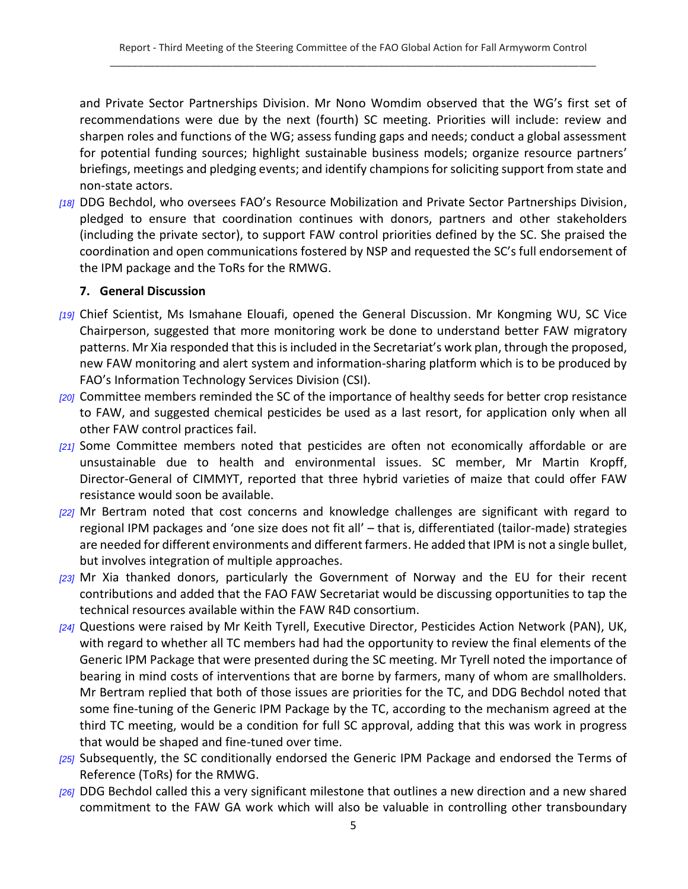and Private Sector Partnerships Division. Mr Nono Womdim observed that the WG's first set of recommendations were due by the next (fourth) SC meeting. Priorities will include: review and sharpen roles and functions of the WG; assess funding gaps and needs; conduct a global assessment for potential funding sources; highlight sustainable business models; organize resource partners' briefings, meetings and pledging events; and identify champions for soliciting support from state and non-state actors.

*[18]* DDG Bechdol, who oversees FAO's Resource Mobilization and Private Sector Partnerships Division, pledged to ensure that coordination continues with donors, partners and other stakeholders (including the private sector), to support FAW control priorities defined by the SC. She praised the coordination and open communications fostered by NSP and requested the SC's full endorsement of the IPM package and the ToRs for the RMWG.

### 7. General Discussion

*[19]* Chief Scientist, Ms Ismahane Elouafi, opened the General Discussion. Mr Kongming WU, SC Vice Chairperson, suggested that more monitoring work be done to understand better FAW migratory patterns. Mr Xia responded that this is included in the Secretariat's work plan, through the proposed, new FAW monitoring and alert system and information-sharing platform which is to be produced by FAO's Information Technology Services Division (CSI).

*[20]* Committee members reminded the SC of the importance of healthy seeds for better crop resistance to FAW, and suggested chemical pesticides be used as a last resort, for application only when all other FAW control practices fail.

*[21]* Some Committee members noted that pesticides are often not economically affordable or are unsustainable due to health and environmental issues. SC member, Mr Martin Kropff, Director-General of CIMMYT, reported that three hybrid varieties of maize that could offer FAW resistance would soon be available.

*[22]* Mr Bertram noted that cost concerns and knowledge challenges are significant with regard to regional IPM packages and 'one size does not fit all' – that is, differentiated (tailor-made) strategies are needed for different environments and different farmers. He added that IPM is not a single bullet, but involves integration of multiple approaches.

*[23]* Mr Xia thanked donors, particularly the Government of Norway and the EU for their recent contributions and added that the FAO FAW Secretariat would be discussing opportunities to tap the technical resources available within the FAW R4D consortium.

*[24]* Questions were raised by Mr Keith Tyrell, Executive Director, Pesticides Action Network (PAN), UK, with regard to whether all TC members had had the opportunity to review the final elements of the Generic IPM Package that were presented during the SC meeting. Mr Tyrell noted the importance of bearing in mind costs of interventions that are borne by farmers, many of whom are smallholders. Mr Bertram replied that both of those issues are priorities for the TC, and DDG Bechdol noted that some fine-tuning of the Generic IPM Package by the TC, according to the mechanism agreed at the third TC meeting, would be a condition for full SC approval, adding that this was work in progress that would be shaped and fine-tuned over time.

*[25]* Subsequently, the SC conditionally endorsed the Generic IPM Package and endorsed the Terms of Reference (ToRs) for the RMWG.

*[26]* DDG Bechdol called this a very significant milestone that outlines a new direction and a new shared commitment to the FAW GA work which will also be valuable in controlling other transboundary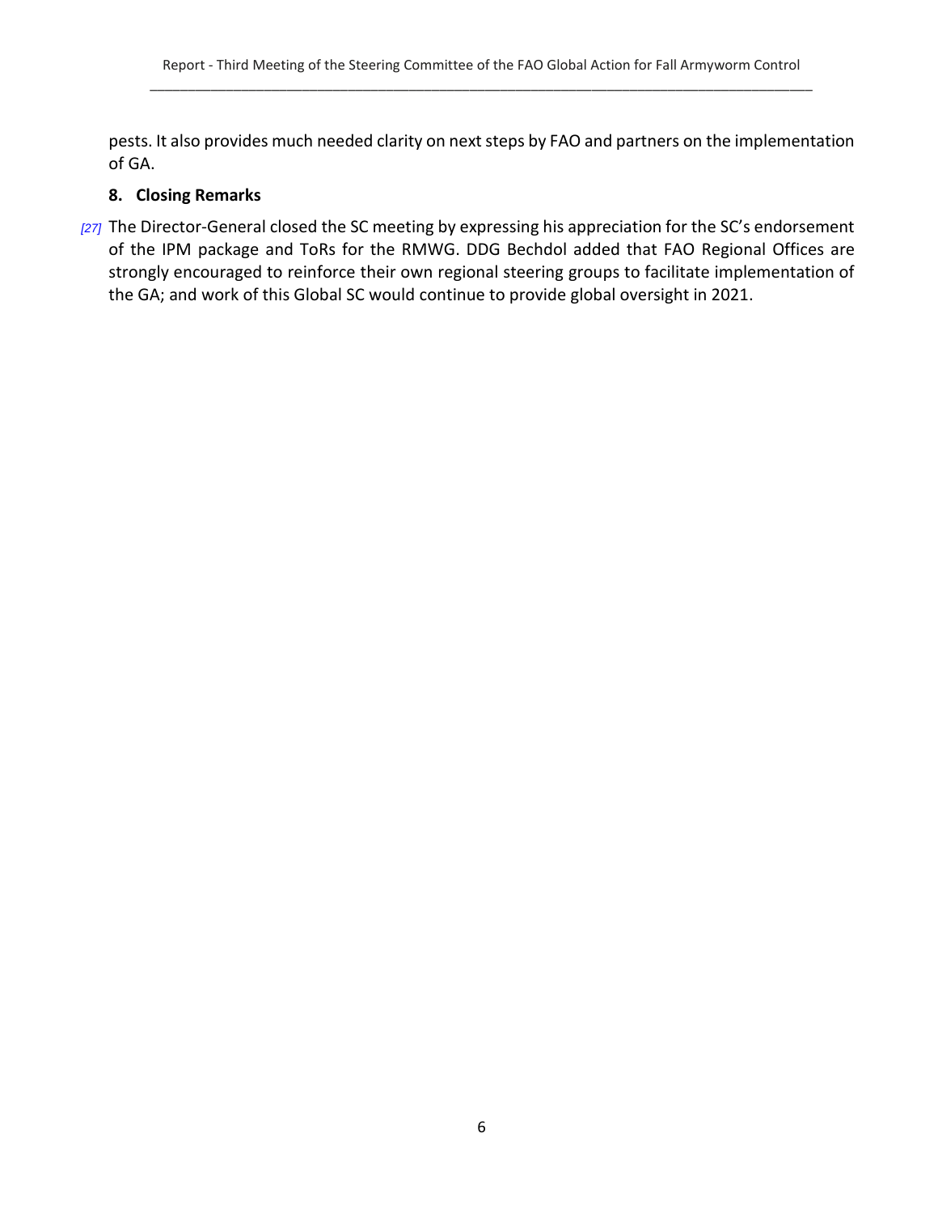pests. It also provides much needed clarity on next steps by FAO and partners on the implementation of GA.

## 8. Closing Remarks

[27] The Director-General closed the SC meeting by expressing his appreciation for the SC's endorsement of the IPM package and ToRs for the RMWG. DDG Bechdol added that FAO Regional Offices are strongly encouraged to reinforce their own regional steering groups to facilitate implementation of the GA; and work of this Global SC would continue to provide global oversight in 2021.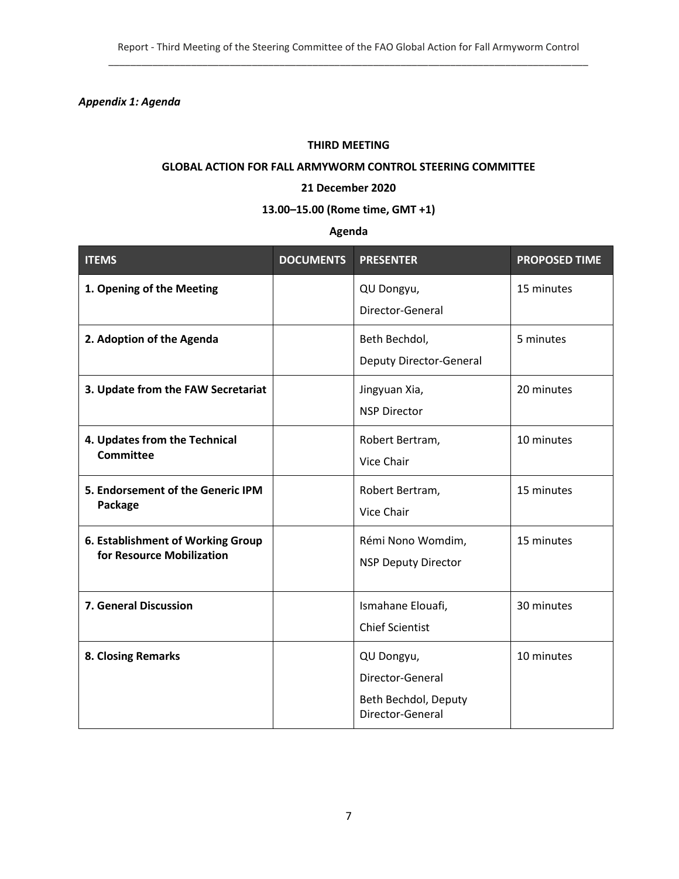*Appendix 1: Agenda*

**THIRD MEETING**

**GLOBAL ACTION FOR FALL ARMYWORM CONTROL STEERING COMMITTEE**

**21 December 2020**

**13.00–15.00 (Rome time, GMT +1)**

**Agenda**

| ITEMS | DOCUMENTS | PRESENTER | PROPOSED TIME |
|---|---|---|---|
| **1. Opening of the Meeting** | | QU Dongyu, Director-General | 15 minutes |
| **2. Adoption of the Agenda** | | Beth Bechdol, Deputy Director-General | 5 minutes |
| **3. Update from the FAW Secretariat** | | Jingyuan Xia, NSP Director | 20 minutes |
| **4. Updates from the Technical Committee** | | Robert Bertram, Vice Chair | 10 minutes |
| **5. Endorsement of the Generic IPM Package** | | Robert Bertram, Vice Chair | 15 minutes |
| **6. Establishment of Working Group for Resource Mobilization** | | Rémi Nono Womdim, NSP Deputy Director | 15 minutes |
| **7. General Discussion** | | Ismahane Elouafi, Chief Scientist | 30 minutes |
| **8. Closing Remarks** | | QU Dongyu, Director-General<br>Beth Bechdol, Deputy Director-General | 10 minutes |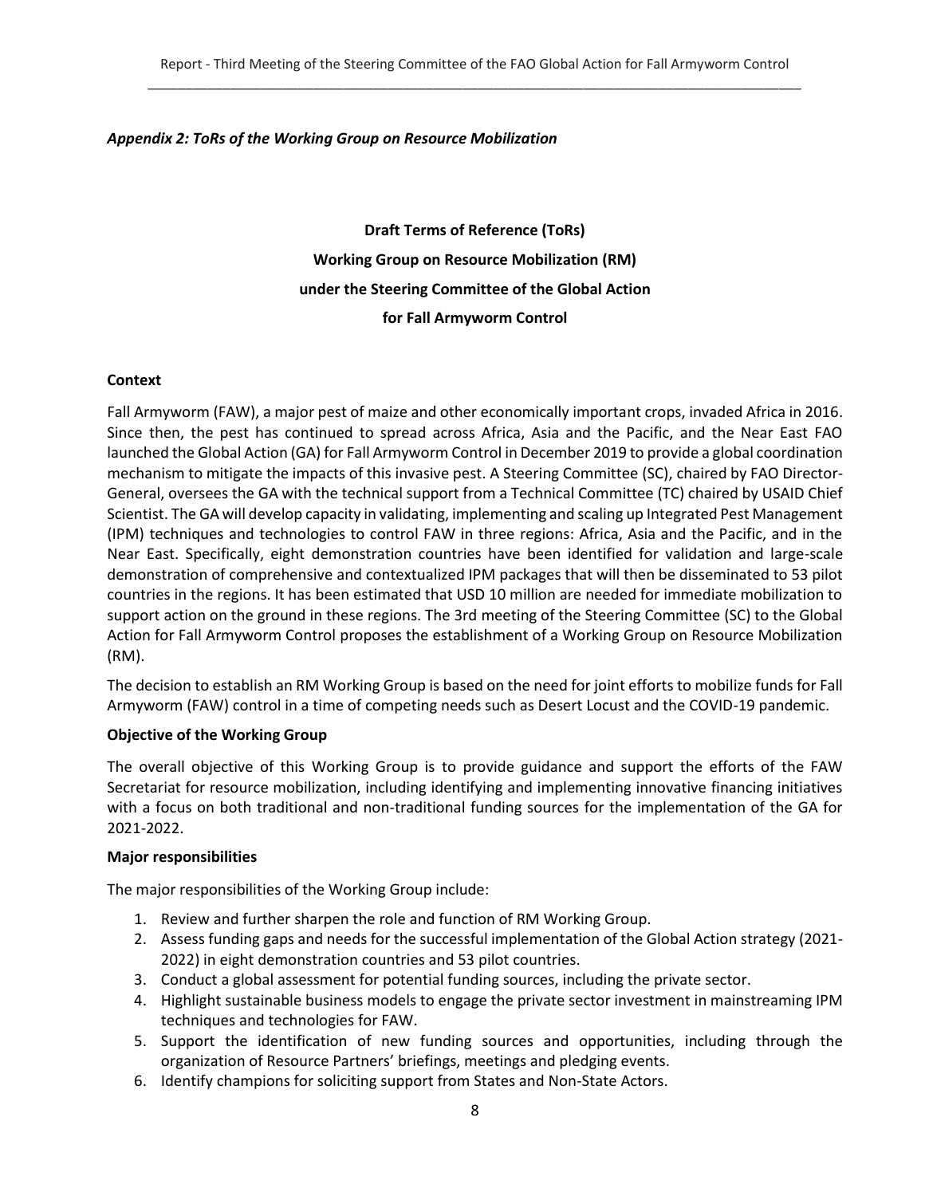*Appendix 2: ToRs of the Working Group on Resource Mobilization*

## Draft Terms of Reference (ToRs)
## Working Group on Resource Mobilization (RM)
## under the Steering Committee of the Global Action
## for Fall Armyworm Control

### Context

Fall Armyworm (FAW), a major pest of maize and other economically important crops, invaded Africa in 2016. Since then, the pest has continued to spread across Africa, Asia and the Pacific, and the Near East FAO launched the Global Action (GA) for Fall Armyworm Control in December 2019 to provide a global coordination mechanism to mitigate the impacts of this invasive pest. A Steering Committee (SC), chaired by FAO Director-General, oversees the GA with the technical support from a Technical Committee (TC) chaired by USAID Chief Scientist. The GA will develop capacity in validating, implementing and scaling up Integrated Pest Management (IPM) techniques and technologies to control FAW in three regions: Africa, Asia and the Pacific, and in the Near East. Specifically, eight demonstration countries have been identified for validation and large-scale demonstration of comprehensive and contextualized IPM packages that will then be disseminated to 53 pilot countries in the regions. It has been estimated that USD 10 million are needed for immediate mobilization to support action on the ground in these regions. The 3rd meeting of the Steering Committee (SC) to the Global Action for Fall Armyworm Control proposes the establishment of a Working Group on Resource Mobilization (RM).

The decision to establish an RM Working Group is based on the need for joint efforts to mobilize funds for Fall Armyworm (FAW) control in a time of competing needs such as Desert Locust and the COVID-19 pandemic.

### Objective of the Working Group

The overall objective of this Working Group is to provide guidance and support the efforts of the FAW Secretariat for resource mobilization, including identifying and implementing innovative financing initiatives with a focus on both traditional and non-traditional funding sources for the implementation of the GA for 2021-2022.

### Major responsibilities

The major responsibilities of the Working Group include:

1. Review and further sharpen the role and function of RM Working Group.
2. Assess funding gaps and needs for the successful implementation of the Global Action strategy (2021-2022) in eight demonstration countries and 53 pilot countries.
3. Conduct a global assessment for potential funding sources, including the private sector.
4. Highlight sustainable business models to engage the private sector investment in mainstreaming IPM techniques and technologies for FAW.
5. Support the identification of new funding sources and opportunities, including through the organization of Resource Partners' briefings, meetings and pledging events.
6. Identify champions for soliciting support from States and Non-State Actors.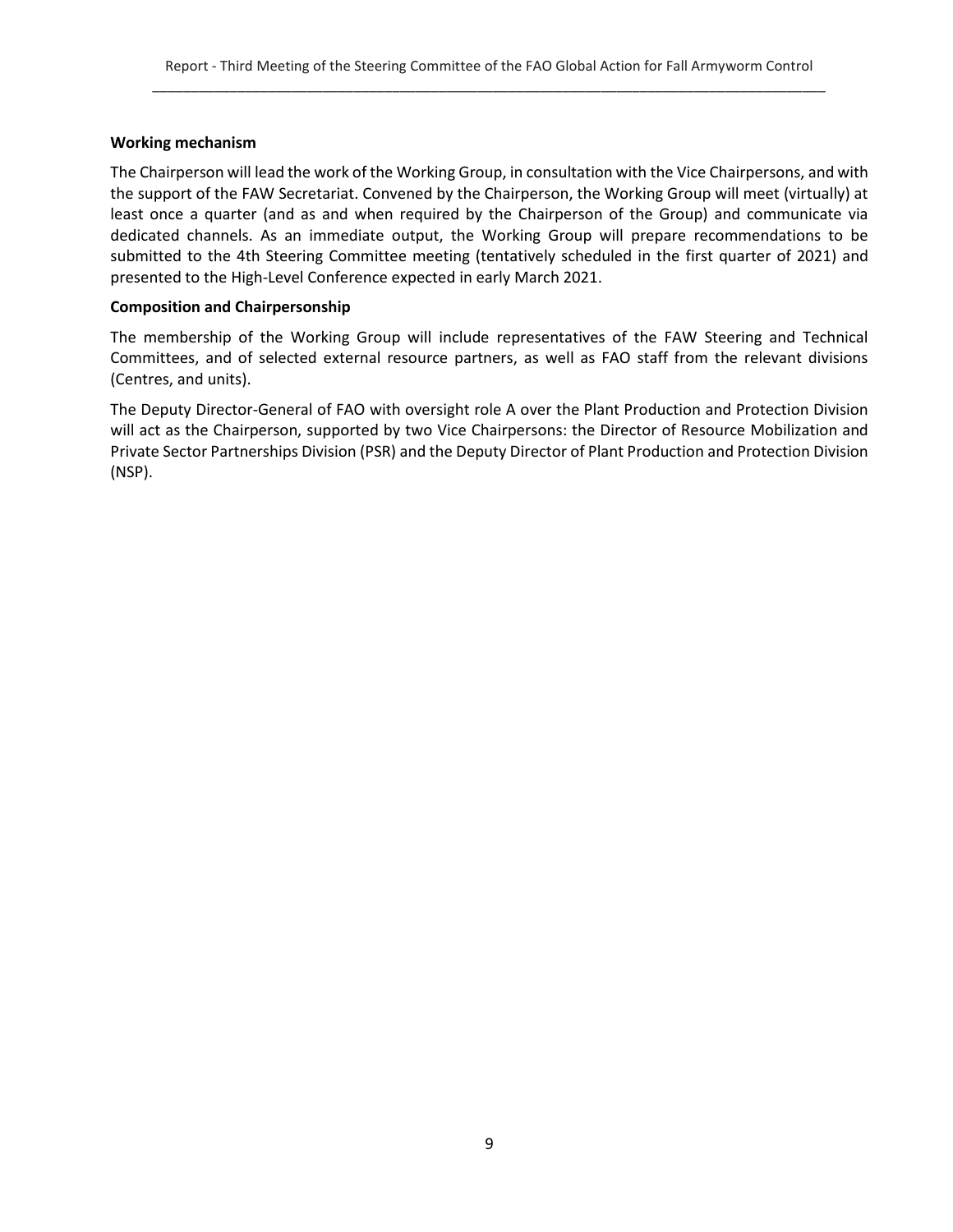**Working mechanism**

The Chairperson will lead the work of the Working Group, in consultation with the Vice Chairpersons, and with the support of the FAW Secretariat. Convened by the Chairperson, the Working Group will meet (virtually) at least once a quarter (and as and when required by the Chairperson of the Group) and communicate via dedicated channels. As an immediate output, the Working Group will prepare recommendations to be submitted to the 4th Steering Committee meeting (tentatively scheduled in the first quarter of 2021) and presented to the High-Level Conference expected in early March 2021.

**Composition and Chairpersonship**

The membership of the Working Group will include representatives of the FAW Steering and Technical Committees, and of selected external resource partners, as well as FAO staff from the relevant divisions (Centres, and units).

The Deputy Director-General of FAO with oversight role A over the Plant Production and Protection Division will act as the Chairperson, supported by two Vice Chairpersons: the Director of Resource Mobilization and Private Sector Partnerships Division (PSR) and the Deputy Director of Plant Production and Protection Division (NSP).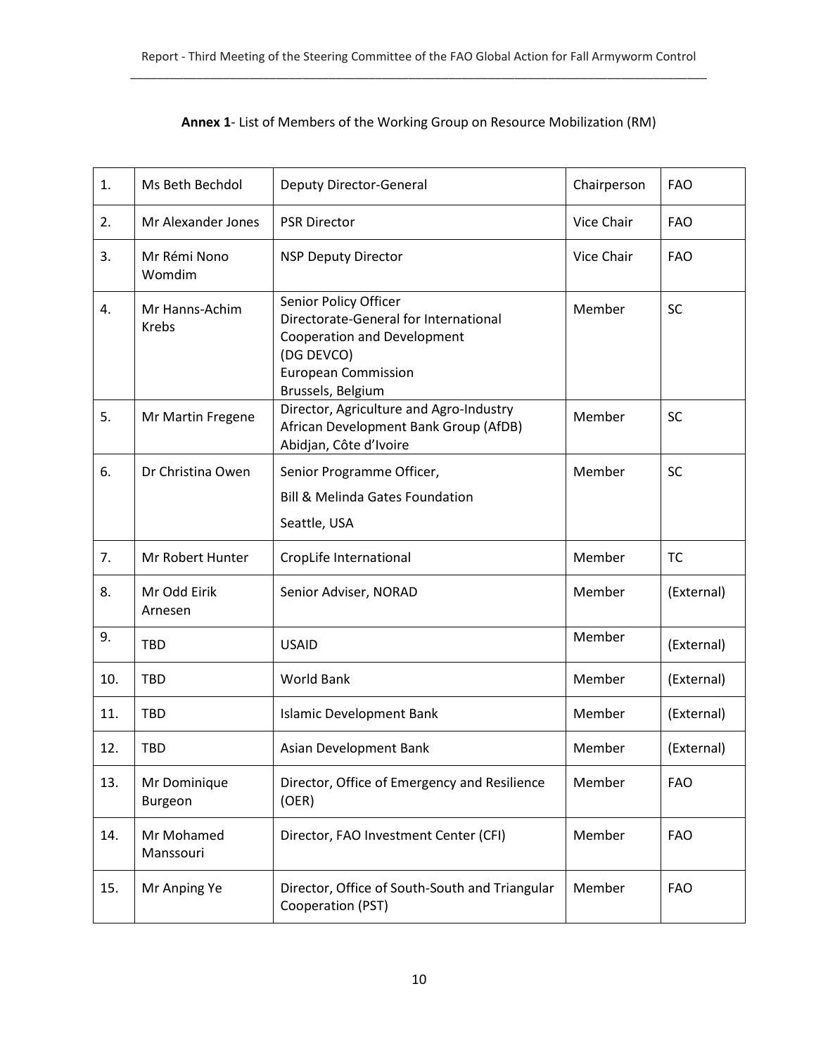**Annex 1**- List of Members of the Working Group on Resource Mobilization (RM)

| | | | | |
|---|---|---|---|---|
| 1. | Ms Beth Bechdol | Deputy Director-General | Chairperson | FAO |
| 2. | Mr Alexander Jones | PSR Director | Vice Chair | FAO |
| 3. | Mr Rémi Nono Womdim | NSP Deputy Director | Vice Chair | FAO |
| 4. | Mr Hanns-Achim Krebs | Senior Policy Officer<br>Directorate-General for International Cooperation and Development (DG DEVCO)<br>European Commission<br>Brussels, Belgium | Member | SC |
| 5. | Mr Martin Fregene | Director, Agriculture and Agro-Industry<br>African Development Bank Group (AfDB)<br>Abidjan, Côte d'Ivoire | Member | SC |
| 6. | Dr Christina Owen | Senior Programme Officer,<br>Bill & Melinda Gates Foundation<br>Seattle, USA | Member | SC |
| 7. | Mr Robert Hunter | CropLife International | Member | TC |
| 8. | Mr Odd Eirik Arnesen | Senior Adviser, NORAD | Member | (External) |
| 9. | TBD | USAID | Member | (External) |
| 10. | TBD | World Bank | Member | (External) |
| 11. | TBD | Islamic Development Bank | Member | (External) |
| 12. | TBD | Asian Development Bank | Member | (External) |
| 13. | Mr Dominique Burgeon | Director, Office of Emergency and Resilience (OER) | Member | FAO |
| 14. | Mr Mohamed Manssouri | Director, FAO Investment Center (CFI) | Member | FAO |
| 15. | Mr Anping Ye | Director, Office of South-South and Triangular Cooperation (PST) | Member | FAO |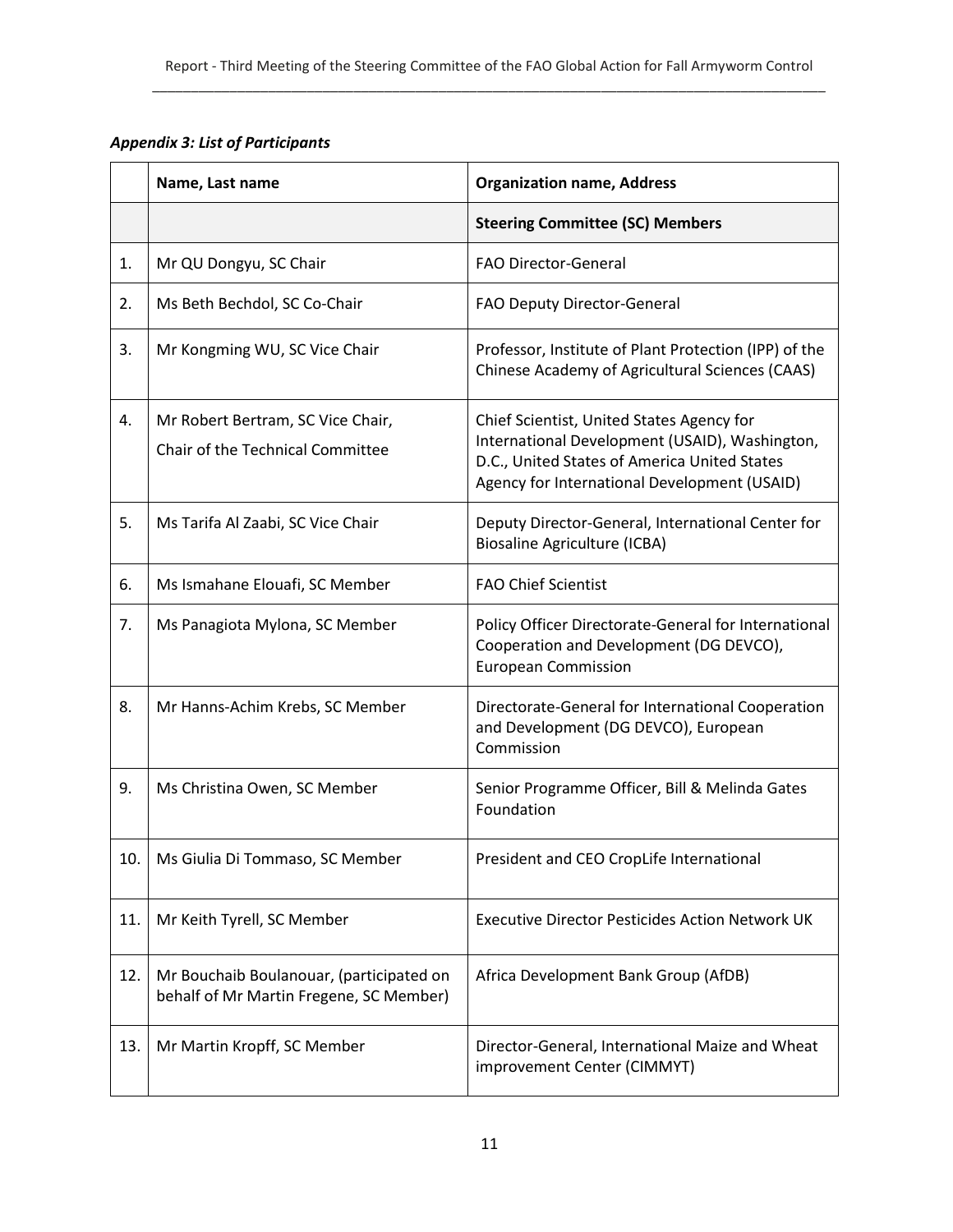***Appendix 3: List of Participants***

| | Name, Last name | Organization name, Address |
|---|---|---|
| | | **Steering Committee (SC) Members** |
| 1. | Mr QU Dongyu, SC Chair | FAO Director-General |
| 2. | Ms Beth Bechdol, SC Co-Chair | FAO Deputy Director-General |
| 3. | Mr Kongming WU, SC Vice Chair | Professor, Institute of Plant Protection (IPP) of the Chinese Academy of Agricultural Sciences (CAAS) |
| 4. | Mr Robert Bertram, SC Vice Chair, Chair of the Technical Committee | Chief Scientist, United States Agency for International Development (USAID), Washington, D.C., United States of America United States Agency for International Development (USAID) |
| 5. | Ms Tarifa Al Zaabi, SC Vice Chair | Deputy Director-General, International Center for Biosaline Agriculture (ICBA) |
| 6. | Ms Ismahane Elouafi, SC Member | FAO Chief Scientist |
| 7. | Ms Panagiota Mylona, SC Member | Policy Officer Directorate-General for International Cooperation and Development (DG DEVCO), European Commission |
| 8. | Mr Hanns-Achim Krebs, SC Member | Directorate-General for International Cooperation and Development (DG DEVCO), European Commission |
| 9. | Ms Christina Owen, SC Member | Senior Programme Officer, Bill & Melinda Gates Foundation |
| 10. | Ms Giulia Di Tommaso, SC Member | President and CEO CropLife International |
| 11. | Mr Keith Tyrell, SC Member | Executive Director Pesticides Action Network UK |
| 12. | Mr Bouchaib Boulanouar, (participated on behalf of Mr Martin Fregene, SC Member) | Africa Development Bank Group (AfDB) |
| 13. | Mr Martin Kropff, SC Member | Director-General, International Maize and Wheat improvement Center (CIMMYT) |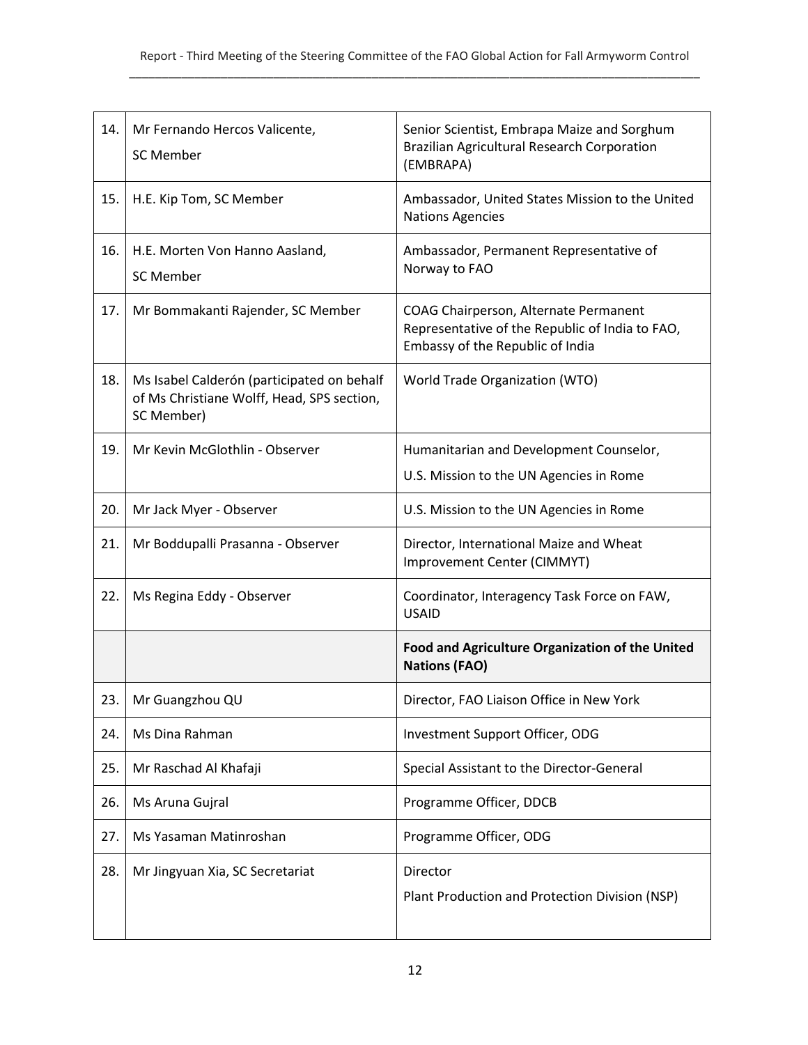| | | |
|---|---|---|
| 14. | Mr Fernando Hercos Valicente, SC Member | Senior Scientist, Embrapa Maize and Sorghum Brazilian Agricultural Research Corporation (EMBRAPA) |
| 15. | H.E. Kip Tom, SC Member | Ambassador, United States Mission to the United Nations Agencies |
| 16. | H.E. Morten Von Hanno Aasland, SC Member | Ambassador, Permanent Representative of Norway to FAO |
| 17. | Mr Bommakanti Rajender, SC Member | COAG Chairperson, Alternate Permanent Representative of the Republic of India to FAO, Embassy of the Republic of India |
| 18. | Ms Isabel Calderón (participated on behalf of Ms Christiane Wolff, Head, SPS section, SC Member) | World Trade Organization (WTO) |
| 19. | Mr Kevin McGlothlin - Observer | Humanitarian and Development Counselor, U.S. Mission to the UN Agencies in Rome |
| 20. | Mr Jack Myer - Observer | U.S. Mission to the UN Agencies in Rome |
| 21. | Mr Boddupalli Prasanna - Observer | Director, International Maize and Wheat Improvement Center (CIMMYT) |
| 22. | Ms Regina Eddy - Observer | Coordinator, Interagency Task Force on FAW, USAID |
| | | **Food and Agriculture Organization of the United Nations (FAO)** |
| 23. | Mr Guangzhou QU | Director, FAO Liaison Office in New York |
| 24. | Ms Dina Rahman | Investment Support Officer, ODG |
| 25. | Mr Raschad Al Khafaji | Special Assistant to the Director-General |
| 26. | Ms Aruna Gujral | Programme Officer, DDCB |
| 27. | Ms Yasaman Matinroshan | Programme Officer, ODG |
| 28. | Mr Jingyuan Xia, SC Secretariat | Director Plant Production and Protection Division (NSP) |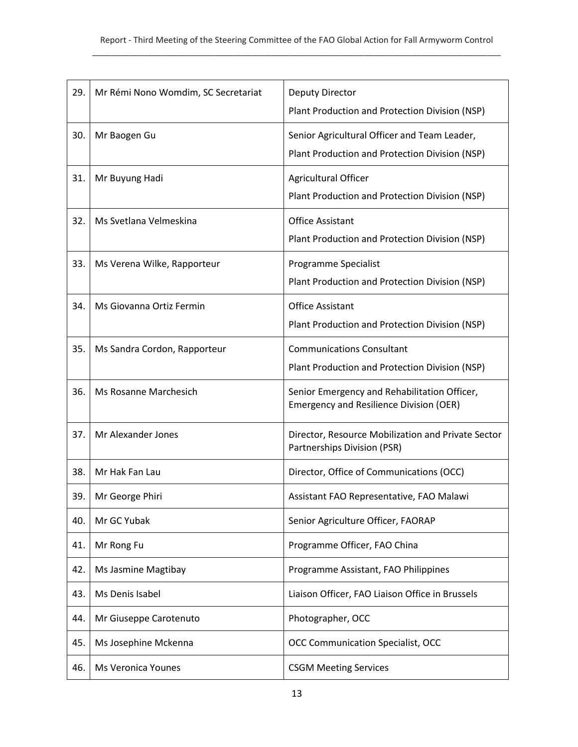| 29. | Mr Rémi Nono Womdim, SC Secretariat | Deputy Director<br>Plant Production and Protection Division (NSP) |
|---|---|---|
| 30. | Mr Baogen Gu | Senior Agricultural Officer and Team Leader,<br>Plant Production and Protection Division (NSP) |
| 31. | Mr Buyung Hadi | Agricultural Officer<br>Plant Production and Protection Division (NSP) |
| 32. | Ms Svetlana Velmeskina | Office Assistant<br>Plant Production and Protection Division (NSP) |
| 33. | Ms Verena Wilke, Rapporteur | Programme Specialist<br>Plant Production and Protection Division (NSP) |
| 34. | Ms Giovanna Ortiz Fermin | Office Assistant<br>Plant Production and Protection Division (NSP) |
| 35. | Ms Sandra Cordon, Rapporteur | Communications Consultant<br>Plant Production and Protection Division (NSP) |
| 36. | Ms Rosanne Marchesich | Senior Emergency and Rehabilitation Officer, Emergency and Resilience Division (OER) |
| 37. | Mr Alexander Jones | Director, Resource Mobilization and Private Sector Partnerships Division (PSR) |
| 38. | Mr Hak Fan Lau | Director, Office of Communications (OCC) |
| 39. | Mr George Phiri | Assistant FAO Representative, FAO Malawi |
| 40. | Mr GC Yubak | Senior Agriculture Officer, FAORAP |
| 41. | Mr Rong Fu | Programme Officer, FAO China |
| 42. | Ms Jasmine Magtibay | Programme Assistant, FAO Philippines |
| 43. | Ms Denis Isabel | Liaison Officer, FAO Liaison Office in Brussels |
| 44. | Mr Giuseppe Carotenuto | Photographer, OCC |
| 45. | Ms Josephine Mckenna | OCC Communication Specialist, OCC |
| 46. | Ms Veronica Younes | CSGM Meeting Services |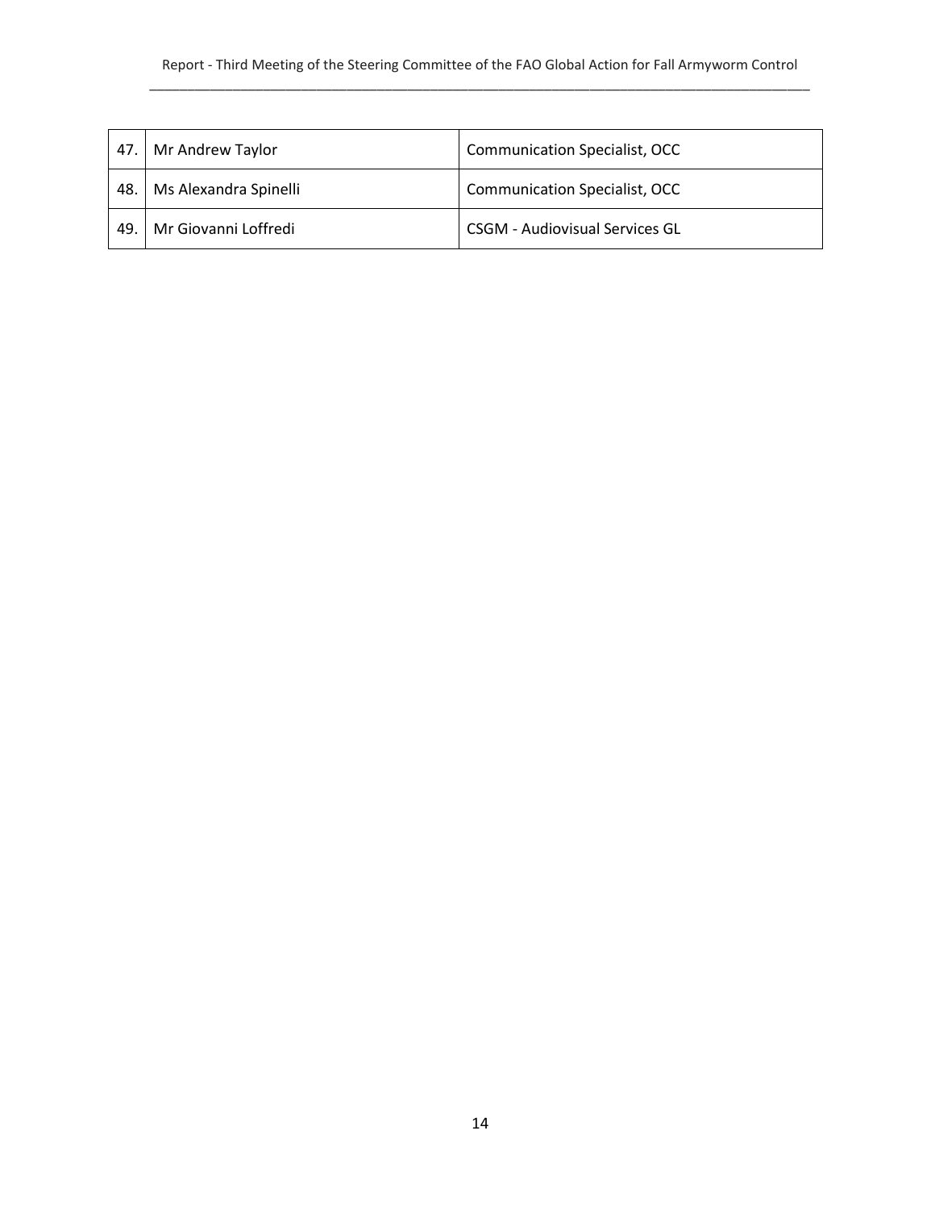| | | |
|---|---|---|
| 47. | Mr Andrew Taylor | Communication Specialist, OCC |
| 48. | Ms Alexandra Spinelli | Communication Specialist, OCC |
| 49. | Mr Giovanni Loffredi | CSGM - Audiovisual Services GL |